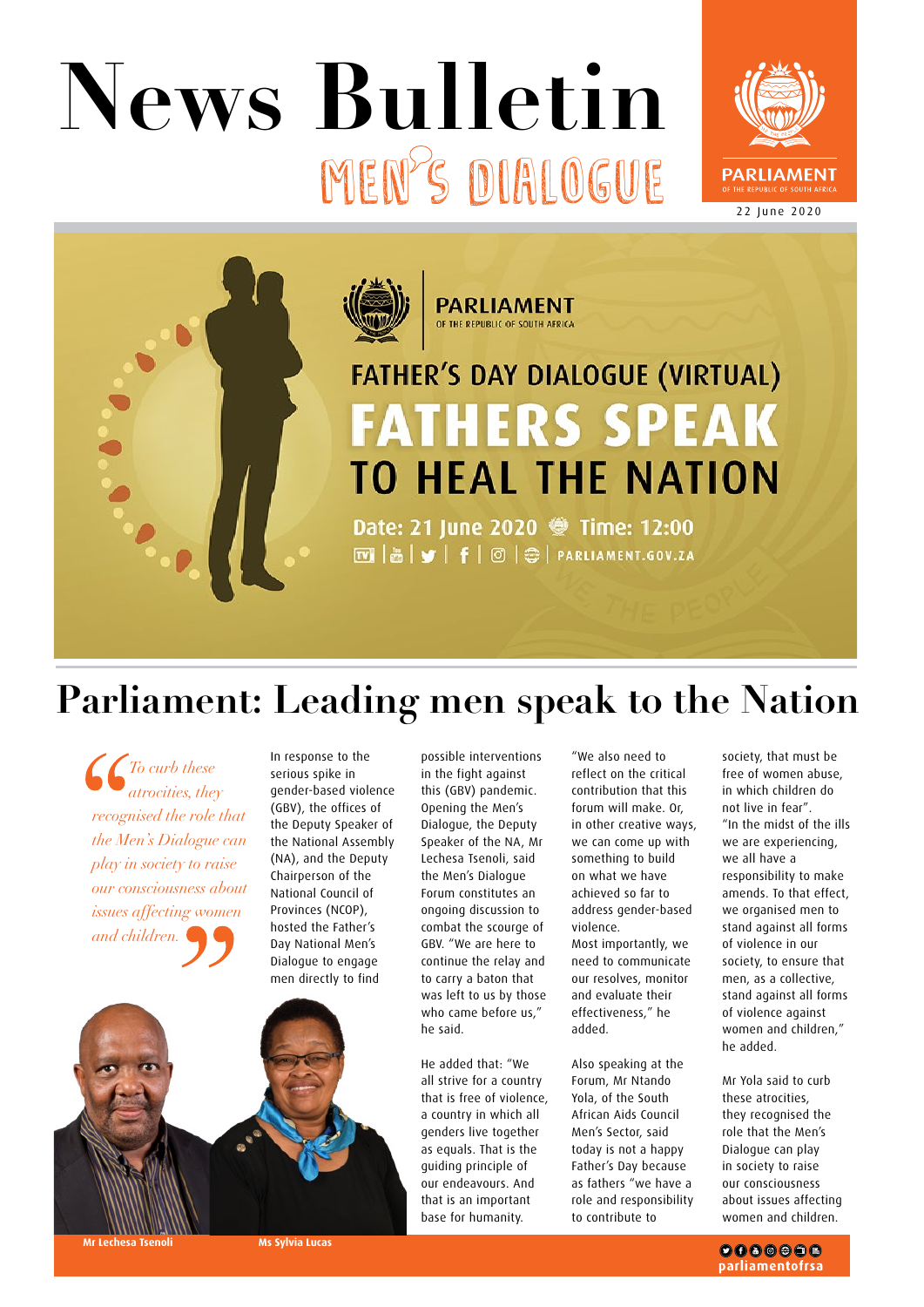# News Bulletin

## MEN'S DIALOGUE

PARLIAMENT OF THE REPUBLIC OF SOUTH AFRICA

22 June 2020

PARLIAMENT OF THE REPUBLIC OF SOUTH AFRICA

FATHER'S DAY DIALOGUE (VIRTUAL)

FATHERS SPEAK TO HEAL THE NATION

Date: 21 June 2020 Time: 12:00

PARLIAMENT.GOV.ZA

# Parliament: Leading men speak to the Nation

> *To curb these atrocities, they recognised the role that the Men's Dialogue can play in society to raise our consciousness about issues affecting women and children.*

In response to the serious spike in gender-based violence (GBV), the offices of the Deputy Speaker of the National Assembly (NA), and the Deputy Chairperson of the National Council of Provinces (NCOP), hosted the Father's Day National Men's Dialogue to engage men directly to find possible interventions in the fight against this (GBV) pandemic. Opening the Men's Dialogue, the Deputy Speaker of the NA, Mr Lechesa Tsenoli, said the Men's Dialogue Forum constitutes an ongoing discussion to combat the scourge of GBV. "We are here to continue the relay and to carry a baton that was left to us by those who came before us," he said.

He added that: "We all strive for a country that is free of violence, a country in which all genders live together as equals. That is the guiding principle of our endeavours. And that is an important base for humanity.

"We also need to reflect on the critical contribution that this forum will make. Or, in other creative ways, we can come up with something to build on what we have achieved so far to address gender-based violence.

Most importantly, we need to communicate our resolves, monitor and evaluate their effectiveness," he added.

Also speaking at the Forum, Mr Ntando Yola, of the South African Aids Council Men's Sector, said today is not a happy Father's Day because as fathers "we have a role and responsibility to contribute to society, that must be free of women abuse, in which children do not live in fear".

"In the midst of the ills we are experiencing, we all have a responsibility to make amends. To that effect, we organised men to stand against all forms of violence in our society, to ensure that men, as a collective, stand against all forms of violence against women and children," he added.

Mr Yola said to curb these atrocities, they recognised the role that the Men's Dialogue can play in society to raise our consciousness about issues affecting women and children.

Mr Lechesa Tsenoli

Ms Sylvia Lucas

parliamentofrsa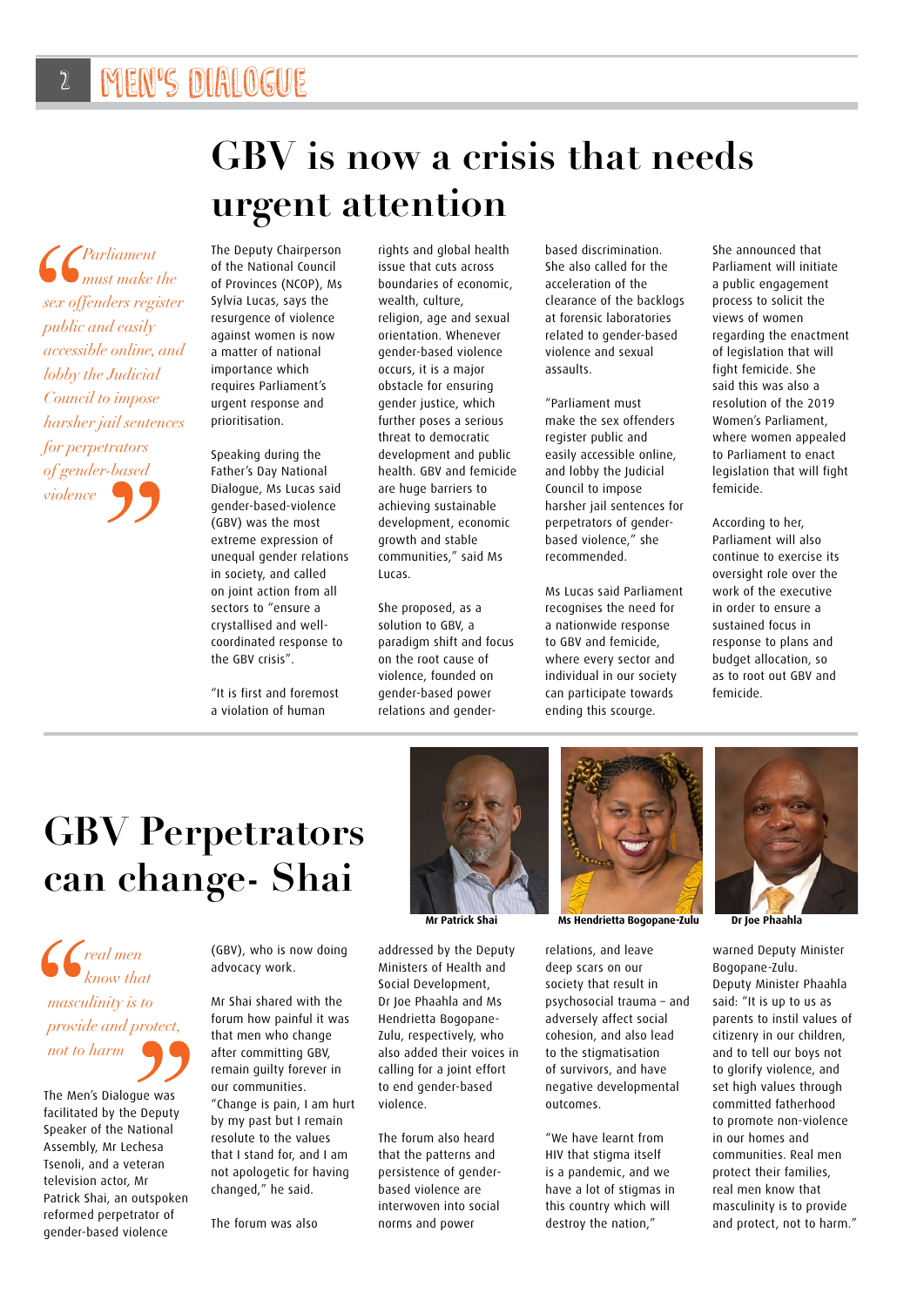# GBV is now a crisis that needs urgent attention

> *"Parliament must make the sex offenders register public and easily accessible online, and lobby the Judicial Council to impose harsher jail sentences for perpetrators of gender-based violence"*

The Deputy Chairperson of the National Council of Provinces (NCOP), Ms Sylvia Lucas, says the resurgence of violence against women is now a matter of national importance which requires Parliament's urgent response and prioritisation.

Speaking during the Father's Day National Dialogue, Ms Lucas said gender-based-violence (GBV) was the most extreme expression of unequal gender relations in society, and called on joint action from all sectors to "ensure a crystallised and well-coordinated response to the GBV crisis".

"It is first and foremost a violation of human rights and global health issue that cuts across boundaries of economic, wealth, culture, religion, age and sexual orientation. Whenever gender-based violence occurs, it is a major obstacle for ensuring gender justice, which further poses a serious threat to democratic development and public health. GBV and femicide are huge barriers to achieving sustainable development, economic growth and stable communities," said Ms Lucas.

She proposed, as a solution to GBV, a paradigm shift and focus on the root cause of violence, founded on gender-based power relations and gender-based discrimination. She also called for the acceleration of the clearance of the backlogs at forensic laboratories related to gender-based violence and sexual assaults.

"Parliament must make the sex offenders register public and easily accessible online, and lobby the Judicial Council to impose harsher jail sentences for perpetrators of gender-based violence," she recommended.

Ms Lucas said Parliament recognises the need for a nationwide response to GBV and femicide, where every sector and individual in our society can participate towards ending this scourge.

She announced that Parliament will initiate a public engagement process to solicit the views of women regarding the enactment of legislation that will fight femicide. She said this was also a resolution of the 2019 Women's Parliament, where women appealed to Parliament to enact legislation that will fight femicide.

According to her, Parliament will also continue to exercise its oversight role over the work of the executive in order to ensure a sustained focus in response to plans and budget allocation, so as to root out GBV and femicide.

# GBV Perpetrators can change- Shai

Mr Patrick Shai

Ms Hendrietta Bogopane-Zulu

Dr Joe Phaahla

> *"real men know that masculinity is to provide and protect, not to harm"*

The Men's Dialogue was facilitated by the Deputy Speaker of the National Assembly, Mr Lechesa Tsenoli, and a veteran television actor, Mr Patrick Shai, an outspoken reformed perpetrator of gender-based violence (GBV), who is now doing advocacy work.

Mr Shai shared with the forum how painful it was that men who change after committing GBV, remain guilty forever in our communities. "Change is pain, I am hurt by my past but I remain resolute to the values that I stand for, and I am not apologetic for having changed," he said.

The forum was also addressed by the Deputy Ministers of Health and Social Development, Dr Joe Phaahla and Ms Hendrietta Bogopane-Zulu, respectively, who also added their voices in calling for a joint effort to end gender-based violence.

The forum also heard that the patterns and persistence of gender-based violence are interwoven into social norms and power relations, and leave deep scars on our society that result in psychosocial trauma – and adversely affect social cohesion, and also lead to the stigmatisation of survivors, and have negative developmental outcomes.

"We have learnt from HIV that stigma itself is a pandemic, and we have a lot of stigmas in this country which will destroy the nation," warned Deputy Minister Bogopane-Zulu.

Deputy Minister Phaahla said: "It is up to us as parents to instil values of citizenry in our children, and to tell our boys not to glorify violence, and set high values through committed fatherhood to promote non-violence in our homes and communities. Real men protect their families, real men know that masculinity is to provide and protect, not to harm."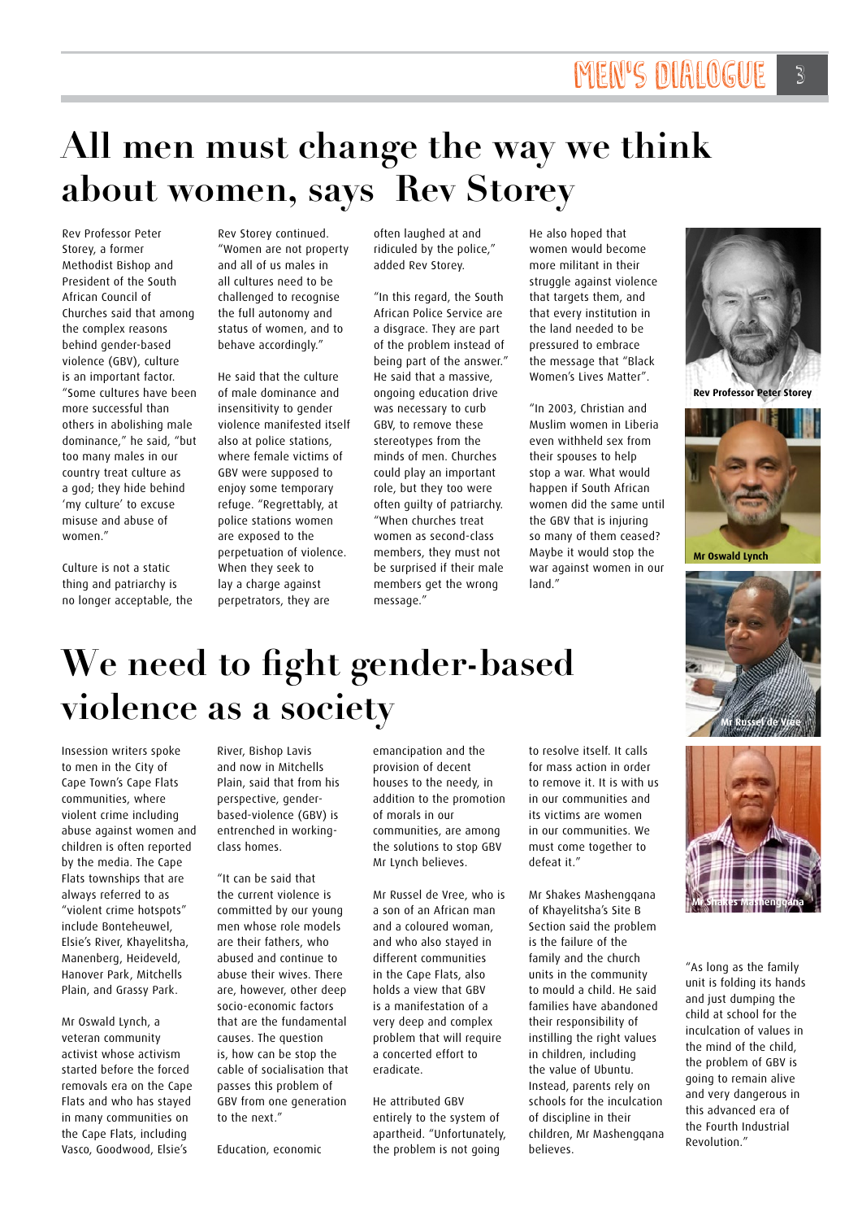# All men must change the way we think about women, says Rev Storey

Rev Professor Peter Storey, a former Methodist Bishop and President of the South African Council of Churches said that among the complex reasons behind gender-based violence (GBV), culture is an important factor. "Some cultures have been more successful than others in abolishing male dominance," he said, "but too many males in our country treat culture as a god; they hide behind 'my culture' to excuse misuse and abuse of women."

Culture is not a static thing and patriarchy is no longer acceptable, the Rev Storey continued. "Women are not property and all of us males in all cultures need to be challenged to recognise the full autonomy and status of women, and to behave accordingly."

He said that the culture of male dominance and insensitivity to gender violence manifested itself also at police stations, where female victims of GBV were supposed to enjoy some temporary refuge. "Regrettably, at police stations women are exposed to the perpetuation of violence. When they seek to lay a charge against perpetrators, they are often laughed at and ridiculed by the police," added Rev Storey.

"In this regard, the South African Police Service are a disgrace. They are part of of the problem instead of being part of the answer." He said that a massive, ongoing education drive was necessary to curb GBV, to remove these stereotypes from the minds of men. Churches could play an important role, but they too were often guilty of patriarchy. "When churches treat women as second-class members, they must not be surprised if their male members get the wrong message."

He also hoped that women would become more militant in their struggle against violence that targets them, and that every institution in the land needed to be pressured to embrace the message that "Black Women's Lives Matter".

"In 2003, Christian and Muslim women in Liberia even withheld sex from their spouses to help stop a war. What would happen if South African women did the same until the GBV that is injuring so many of them ceased? Maybe it would stop the war against women in our land."

Rev Professor Peter Storey

Mr Oswald Lynch

Mr Russel de Vree

Mr Shakes Mashengqana

# We need to fight gender-based violence as a society

Insession writers spoke to men in the City of Cape Town's Cape Flats communities, where violent crime including abuse against women and children is often reported by the media. The Cape Flats townships that are always referred to as "violent crime hotspots" include Bonteheuwel, Elsie's River, Khayelitsha, Manenberg, Heideveld, Hanover Park, Mitchells Plain, and Grassy Park.

Mr Oswald Lynch, a veteran community activist whose activism started before the forced removals era on the Cape Flats and who has stayed in many communities on the Cape Flats, including Vasco, Goodwood, Elsie's River, Bishop Lavis and now in Mitchells Plain, said that from his perspective, gender-based-violence (GBV) is entrenched in working-class homes.

"It can be said that the current violence is committed by our young men whose role models are their fathers, who abused and continue to abuse their wives. There are, however, other deep socio-economic factors that are the fundamental causes. The question is, how can be stop the cable of socialisation that passes this problem of GBV from one generation to the next."

Education, economic emancipation and the provision of decent houses to the needy, in addition to the promotion of morals in our communities, are among the solutions to stop GBV Mr Lynch believes.

Mr Russel de Vree, who is a son of an African man and a coloured woman, and who also stayed in different communities in the Cape Flats, also holds a view that GBV is a manifestation of a very deep and complex problem that will require a concerted effort to eradicate.

He attributed GBV entirely to the system of apartheid. "Unfortunately, the problem is not going to resolve itself. It calls for mass action in order to remove it. It is with us in our communities and its victims are women in our communities. We must come together to defeat it."

Mr Shakes Mashengqana of Khayelitsha's Site B Section said the problem is the failure of the family and the church units in the community to mould a child. He said families have abandoned their responsibility of instilling the right values in children, including the value of Ubuntu. Instead, parents rely on schools for the inculcation of discipline in their children, Mr Mashengqana believes.

"As long as the family unit is folding its hands and just dumping the child at school for the inculcation of values in the mind of the child, the problem of GBV is going to remain alive and very dangerous in this advanced era of the Fourth Industrial Revolution."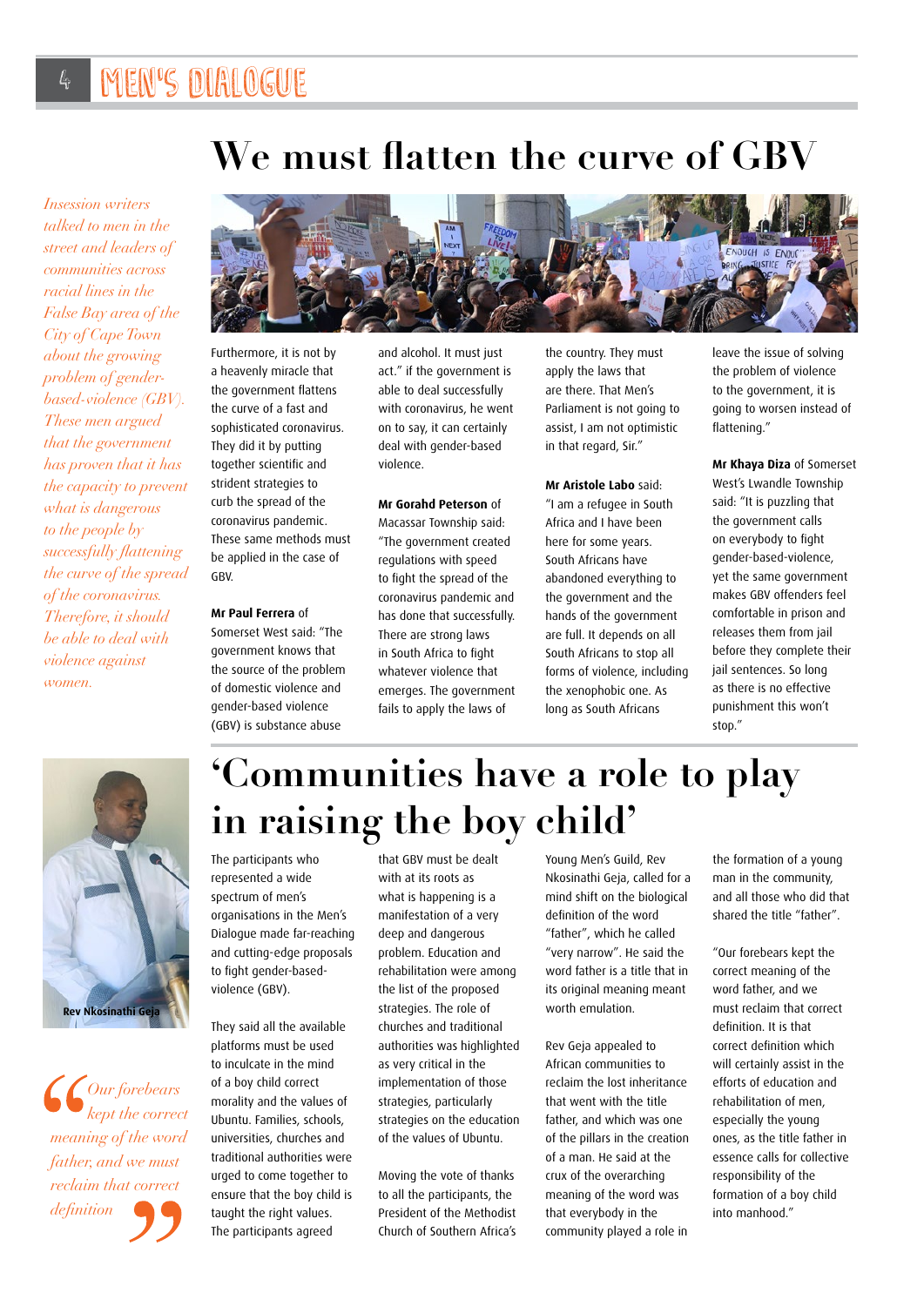# MEN'S DIALOGUE

## We must flatten the curve of GBV

*Insession writers talked to men in the street and leaders of communities across racial lines in the False Bay area of the City of Cape Town about the growing problem of gender-based-violence (GBV). These men argued that the government has proven that it has the capacity to prevent what is dangerous to the people by successfully flattening the curve of the spread of the coronavirus. Therefore, it should be able to deal with violence against women.*

Furthermore, it is not by a heavenly miracle that the government flattens the curve of a fast and sophisticated coronavirus. They did it by putting together scientific and strident strategies to curb the spread of the coronavirus pandemic. These same methods must be applied in the case of GBV.

**Mr Paul Ferrera** of Somerset West said: "The government knows that the source of the problem of domestic violence and gender-based violence (GBV) is substance abuse and alcohol. It must just act." if the government is able to deal successfully with coronavirus, he went on to say, it can certainly deal with gender-based violence.

**Mr Gorahd Peterson** of Macassar Township said: "The government created regulations with speed to fight the spread of the coronavirus pandemic and has done that successfully. There are strong laws in South Africa to fight whatever violence that emerges. The government fails to apply the laws of the country. They must apply the laws that are there. That Men's Parliament is not going to assist, I am not optimistic in that regard, Sir."

**Mr Aristole Labo** said: "I am a refugee in South Africa and I have been here for some years. South Africans have abandoned everything to the government and the hands of the government are full. It depends on all South Africans to stop all forms of violence, including the xenophobic one. As long as South Africans leave the issue of solving the problem of violence to the government, it is going to worsen instead of flattening."

**Mr Khaya Diza** of Somerset West's Lwandle Township said: "It is puzzling that the government calls on everybody to fight gender-based-violence, yet the same government makes GBV offenders feel comfortable in prison and releases them from jail before they complete their jail sentences. So long as there is no effective punishment this won't stop."

## 'Communities have a role to play in raising the boy child'

Rev Nkosinathi Geja

> *Our forebears kept the correct meaning of the word father, and we must reclaim that correct definition*

The participants who represented a wide spectrum of men's organisations in the Men's Dialogue made far-reaching and cutting-edge proposals to fight gender-based-violence (GBV).

They said all the available platforms must be used to inculcate in the mind of a boy child correct morality and the values of Ubuntu. Families, schools, universities, churches and traditional authorities were urged to come together to ensure that the boy child is taught the right values. The participants agreed that GBV must be dealt with at its roots as what is happening is a manifestation of a very deep and dangerous problem. Education and rehabilitation were among the list of the proposed strategies. The role of churches and traditional authorities was highlighted as very critical in the implementation of those strategies, particularly strategies on the education of the values of Ubuntu.

Moving the vote of thanks to all the participants, the President of the Methodist Church of Southern Africa's Young Men's Guild, Rev Nkosinathi Geja, called for a mind shift on the biological definition of the word "father", which he called "very narrow". He said the word father is a title that in its original meaning meant worth emulation.

Rev Geja appealed to African communities to reclaim the lost inheritance that went with the title father, and which was one of the pillars in the creation of a man. He said at the crux of the overarching meaning of the word was that everybody in the community played a role in the formation of a young man in the community, and all those who did that shared the title "father".

"Our forebears kept the correct meaning of the word father, and we must reclaim that correct definition. It is that correct definition which will certainly assist in the efforts of education and rehabilitation of men, especially the young ones, as the title father in essence calls for collective responsibility of the formation of a boy child into manhood."